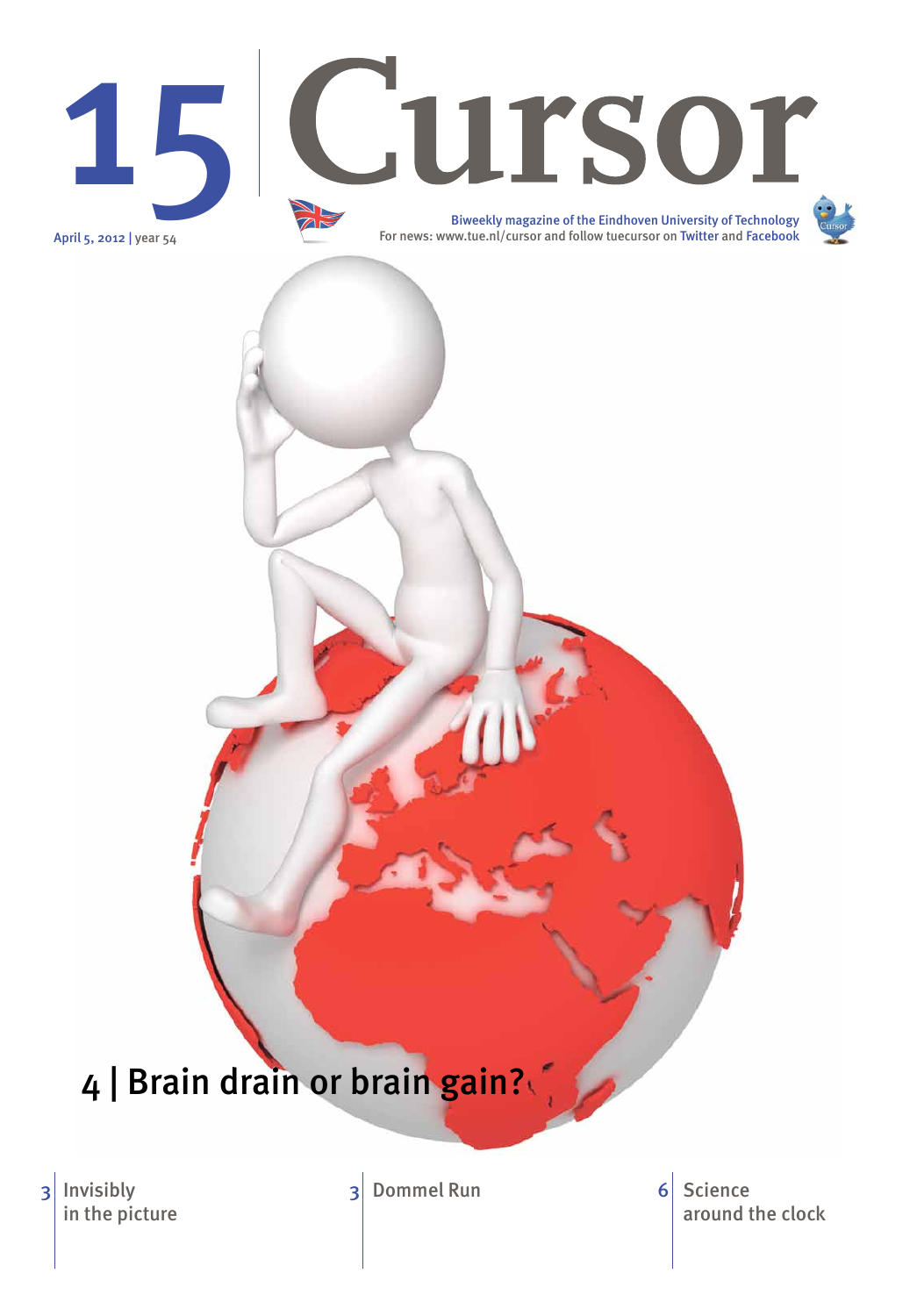# 15 Cursor

April 5, 2012 | year 54

Biweekly magazine of the Eindhoven University of Technology
For news: www.tue.nl/cursor and follow tuecursor on Twitter and Facebook

## 4 | Brain drain or brain gain?

3 | Invisibly in the picture

3 | Dommel Run

6 | Science around the clock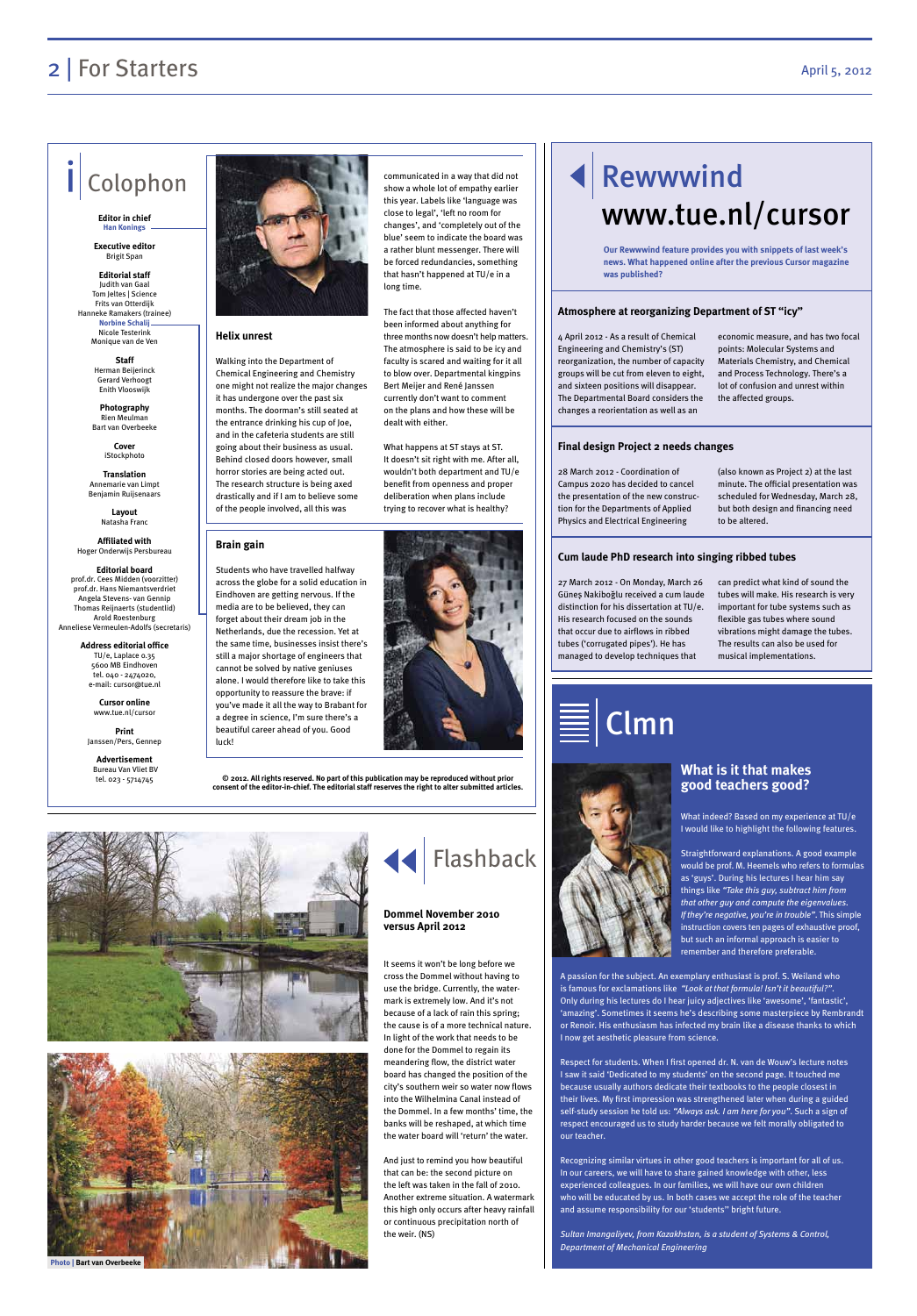# Colophon

**Editor in chief**
Han Konings

**Executive editor**
Brigit Span

**Editorial staff**
Judith van Gaal
Tom Jeltes | Science
Frits van Otterdijk
Hanneke Ramakers (trainee)
Norbine Schalij
Nicole Testerink
Monique van de Ven

**Staff**
Herman Beijerinck
Gerard Verhoogt
Enith Vlooswijk

**Photography**
Rien Meulman
Bart van Overbeeke

**Cover**
iStockphoto

**Translation**
Annemarie van Limpt
Benjamin Ruijsenaars

**Layout**
Natasha Franc

**Affiliated with**
Hoger Onderwijs Persbureau

**Editorial board**
prof.dr. Cees Midden (voorzitter)
prof.dr. Hans Niemantsverdriet
Angela Stevens- van Gennip
Thomas Reijnaerts (studentlid)
Arold Roestenburg
Anneliese Vermeulen-Adolfs (secretaris)

**Address editorial office**
TU/e, Laplace 0.35
5600 MB Eindhoven
tel. 040 - 2474020,
e-mail: cursor@tue.nl

**Cursor online**
www.tue.nl/cursor

**Print**
Janssen/Pers, Gennep

**Advertisement**
Bureau Van Vliet BV
tel. 023 - 5714745

## Helix unrest

Walking into the Department of Chemical Engineering and Chemistry one might not realize the major changes it has undergone over the past six months. The doorman's still seated at the entrance drinking his cup of Joe, and in the cafeteria students are still going about their business as usual. Behind closed doors however, small horror stories are being acted out. The research structure is being axed drastically and if I am to believe some of the people involved, all this was communicated in a way that did not show a whole lot of empathy earlier this year. Labels like 'language was close to legal', 'left no room for changes', and 'completely out of the blue' seem to indicate the board was a rather blunt messenger. There will be forced redundancies, something that hasn't happened at TU/e in a long time.

The fact that those affected haven't been informed about anything for three months now doesn't help matters. The atmosphere is said to be icy and faculty is scared and waiting for it all to blow over. Departmental kingpins Bert Meijer and René Janssen currently don't want to comment on the plans and how these will be dealt with either.

What happens at ST stays at ST. It doesn't sit right with me. After all, wouldn't both department and TU/e benefit from openness and proper deliberation when plans include trying to recover what is healthy?

## Brain gain

Students who have travelled halfway across the globe for a solid education in Eindhoven are worried. If the media are to be believed, they can forget about their dream job in the Netherlands, due the recession. Yet at the same time, businesses insist there's still a major shortage of engineers that cannot be solved by native geniuses alone. I would therefore like to take this opportunity to reassure the brave: if you've made it all the way to Brabant for a degree in science, I'm sure there's a beautiful career ahead of you. Good luck!

**© 2012. All rights reserved. No part of this publication may be reproduced without prior consent of the editor-in-chief. The editorial staff reserves the right to alter submitted articles.**

# Rewwwind www.tue.nl/cursor

**Our Rewwwind feature provides you with snippets of last week's news. What happened online after the previous Cursor magazine was published?**

### Atmosphere at reorganizing Department of ST "icy"

4 April 2012 - As a result of Chemical Engineering and Chemistry's (ST) reorganization, the number of capacity groups will be cut from eleven to eight, and sixteen positions will disappear. The Departmental Board considers the changes a reorientation as well as an economic measure, and has two focal points: Molecular Systems and Materials Chemistry, and Chemical and Process Technology. There's a lot of confusion and unrest within the affected groups.

### Final design Project 2 needs changes

28 March 2012 - Coordination of Campus 2020 has decided to cancel the presentation of the new construction for the Departments of Applied Physics and Electrical Engineering (also known as Project 2) at the last minute. The official presentation was scheduled for Wednesday, March 28, but both design and financing need to be altered.

### Cum laude PhD research into singing ribbed tubes

27 March 2012 - On Monday, March 26 Güneş Nakiboğlu received a cum laude distinction for his dissertation at TU/e. His research focused on the sounds that occur due to airflows in ribbed tubes ('corrugated pipes'). He has managed to develop techniques that can predict what kind of sound the tubes will make. His research is very important for tube systems such as flexible gas tubes where sound vibrations might damage the tubes. The results can also be used for musical implementations.

# Flashback

### Dommel November 2010 versus April 2012

It seems it won't be long before we cross the Dommel without having to use the bridge. Currently, the watermark is extremely low. And it's not because of a lack of rain this spring; the cause is of a more technical nature. In light of the work that needs to be done for the Dommel to regain its meandering flow, the district water board has changed the position of the city's southern weir so water now flows into the Wilhelmina Canal instead of the Dommel. In a few months' time, the banks will be reshaped, at which time the water board will 'return' the water.

And just to remind you how beautiful that can be: the second picture on the left was taken in the fall of 2010. Another extreme situation. A watermark this high only occurs after heavy rainfall or continuous precipitation north of the weir. (NS)

Photo | Bart van Overbeeke

# Clmn

## What is it that makes good teachers good?

What indeed? Based on my experience at TU/e I would like to highlight the following features.

Straightforward explanations. A good example would be prof. M. Heemels who refers to formulas as 'guys'. During his lectures I hear him say things like *"Take this guy, subtract him from that other guy and compute the eigenvalues. If they're negative, you're in trouble"*. This simple instruction covers ten pages of exhaustive proof, but such an informal approach is easier to remember and therefore preferable.

A passion for the subject. An exemplary enthusiast is prof. S. Weiland who is famous for exclamations like *"Look at that formula! Isn't it beautiful?"*. Only during his lectures do I hear juicy adjectives like 'awesome', 'fantastic', 'amazing'. Sometimes it seems he's describing some masterpiece by Rembrandt or Renoir. His enthusiasm has infected my brain like a disease thanks to which I now get aesthetic pleasure from science.

Respect for students. When I first opened dr. N. van de Wouw's lecture notes I saw it said 'Dedicated to my students' on the second page. It touched me because usually authors dedicate their textbooks to the people closest in their lives. My first impression was strengthened later when during a guided self-study session he told us: *"Always ask. I am here for you"*. Such a sign of respect encouraged us to study harder because we felt morally obligated to our teacher.

Recognizing similar virtues in other good teachers is important for all of us. In our careers, we will have to share gained knowledge with other, less experienced colleagues. In our families, we will have our own children who will be educated by us. In both cases we accept the role of the teacher and assume responsibility for our "students" bright future.

*Sultan Imangaliyev, from Kazakhstan, is a student of Systems & Control, Department of Mechanical Engineering*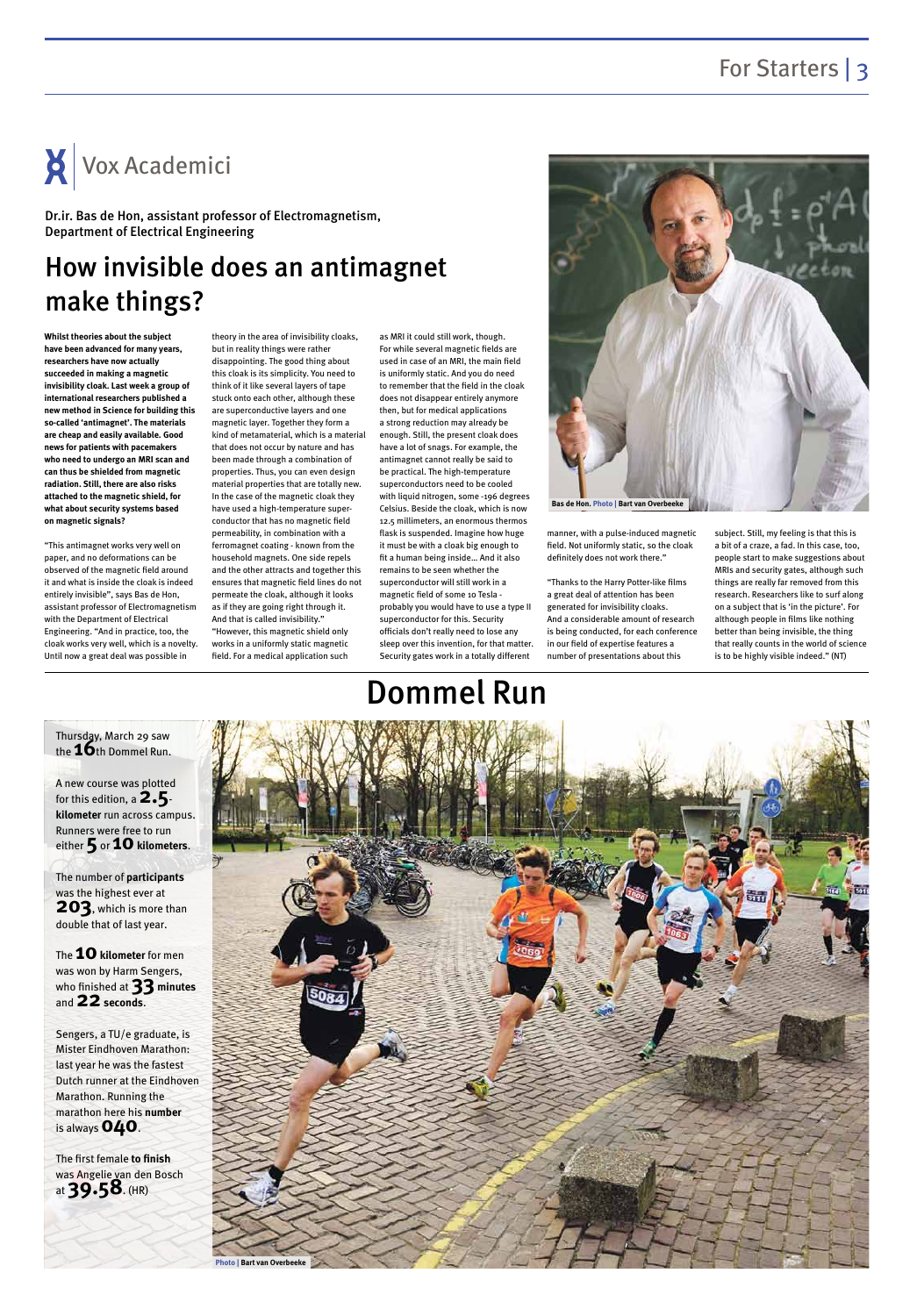# Vox Academici

Dr.ir. Bas de Hon, assistant professor of Electromagnetism, Department of Electrical Engineering

## How invisible does an antimagnet make things?

**Whilst theories about the subject have been advanced for many years, researchers have now actually succeeded in making a magnetic invisibility cloak. Last week a group of international researchers published a new method in Science for building this so-called 'antimagnet'. The materials are cheap and easily available. Good news for patients with pacemakers who need to undergo an MRI scan and can thus be shielded from magnetic radiation. Still, there are also risks attached to the magnetic shield, for what about security systems based on magnetic signals?**

"This antimagnet works very well on paper, and no deformations can be observed of the magnetic field around it and what is inside the cloak is indeed entirely invisible", says Bas de Hon, assistant professor of Electromagnetism with the Department of Electrical Engineering. "And in practice, too, the cloak works very well, which is a novelty. Until now a great deal was possible in theory in the area of invisibility cloaks, but in reality things were rather disappointing. The good thing about this cloak is its simplicity. You need to think of it like several layers of tape stuck onto each other, although these are superconductive layers and one magnetic layer. Together they form a kind of metamaterial, which is a material that does not occur by nature and has been made through a combination of properties. Thus, you can even design material properties that are totally new. In the case of the magnetic cloak they have used a high-temperature superconductor that has no magnetic field permeability, in combination with a ferromagnet coating - known from the household magnets. One side repels and the other attracts and together this ensures that magnetic field lines do not permeate the cloak, although it looks as if they are going right through it. And that is called invisibility."

"However, this magnetic shield only works in a uniformly static magnetic field. For a medical application such as MRI it could still work, though. For while several magnetic fields are used in case of an MRI, the main field is uniformly static. And you do need to remember that the field in the cloak does not disappear entirely anymore then, but for medical applications a strong reduction may already be enough. Still, the present cloak does have a lot of snags. For example, the antimagnet cannot really be said to be practical. The high-temperature superconductors need to be cooled with liquid nitrogen, some -196 degrees Celsius. Beside the cloak, which is now 12.5 millimeters, an enormous thermos flask is suspended. Imagine how huge it must be with a cloak big enough to fit a human being inside... And it also remains to be seen whether the superconductor will still work in a magnetic field of some 10 Tesla - probably you would have to use a type II superconductor for this. Security officials don't really need to lose any sleep over this invention, for that matter. Security gates work in a totally different manner, with a pulse-induced magnetic field. Not uniformly static, so the cloak definitely does not work there."

"Thanks to the Harry Potter-like films a great deal of attention has been generated for invisibility cloaks. And a considerable amount of research is being conducted, for each conference in our field of expertise features a number of presentations about this subject. Still, my feeling is that this is a bit of a craze, a fad. In this case, too, people start to make suggestions about MRIs and security gates, although such things are really far removed from this research. Researchers like to surf along on a subject that is 'in the picture'. For although people in films like nothing better than being invisible, the thing that really counts in the world of science is to be highly visible indeed." (NT)

Bas de Hon. Photo | Bart van Overbeeke

# Dommel Run

Thursday, March 29 saw the **16**th Dommel Run.

A new course was plotted for this edition, a **2.5-kilometer** run across campus. Runners were free to run either **5** or **10 kilometers**.

The number of **participants** was the highest ever at **203**, which is more than double that of last year.

The **10 kilometer** for men was won by Harm Sengers, who finished at **33 minutes** and **22 seconds**.

Sengers, a TU/e graduate, is Mister Eindhoven Marathon: last year he was the fastest Dutch runner at the Eindhoven Marathon. Running the marathon here his **number** is always **040**.

The first female **to finish** was Angelie van den Bosch at **39.58**. (HR)

Photo | Bart van Overbeeke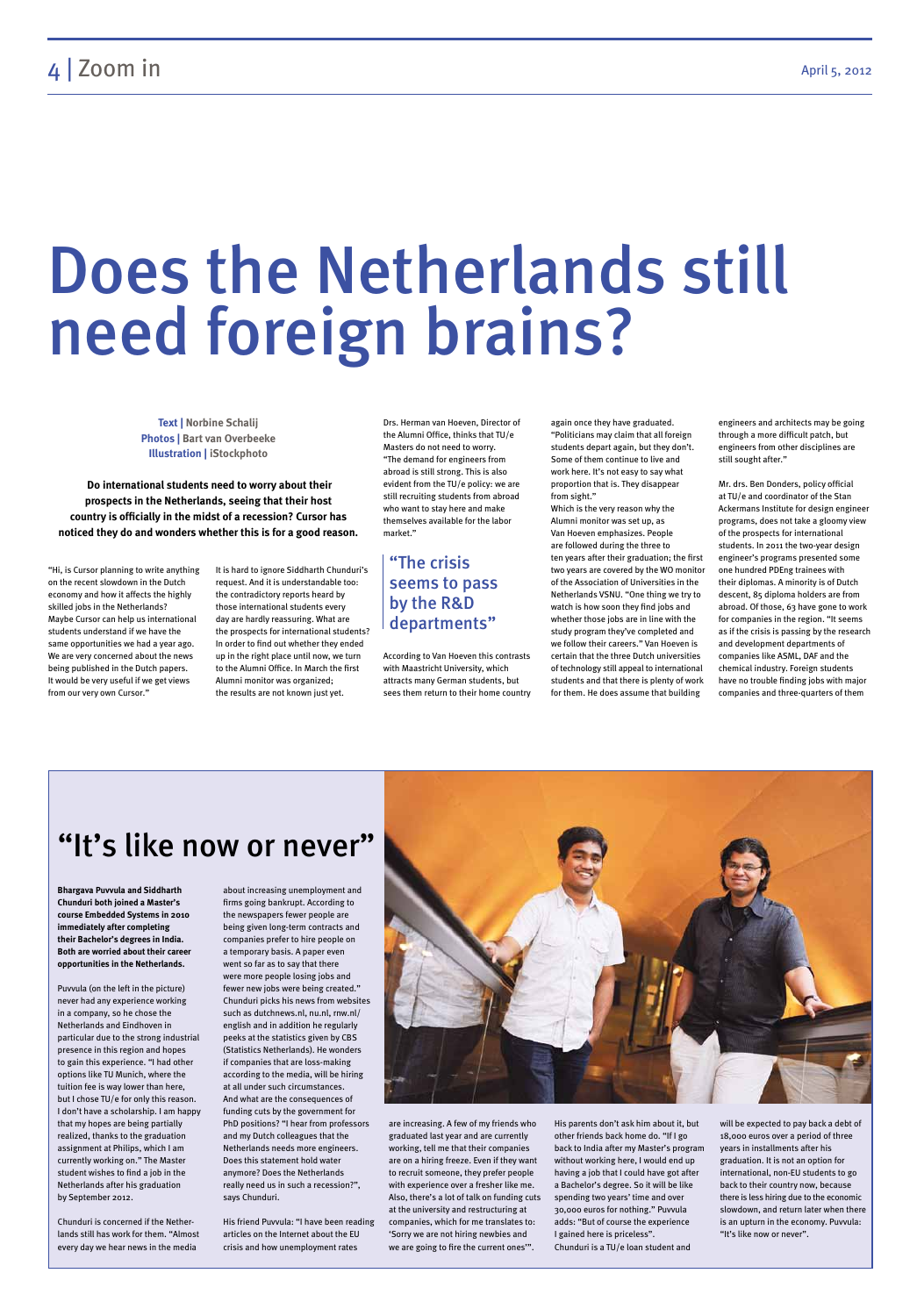# Does the Netherlands still need foreign brains?

**Text | Norbine Schalij**
**Photos | Bart van Overbeeke**
**Illustration | iStockphoto**

**Do international students need to worry about their prospects in the Netherlands, seeing that their host country is officially in the midst of a recession? Cursor has noticed they do and wonders whether this is for a good reason.**

"Hi, is Cursor planning to write anything on the recent slowdown in the Dutch economy and how it affects the highly skilled jobs in the Netherlands? Maybe Cursor can help us international students understand if we have the same opportunities we had a year ago. We are very concerned about the news being published in the Dutch papers. It would be very useful if we get views from our very own Cursor."

It is hard to ignore Siddharth Chunduri's request. And it is understandable too: the contradictory reports heard by those international students every day are hardly reassuring. What are the prospects for international students? In order to find out whether they ended up in the right place until now, we turn to the Alumni Office. In March the first Alumni monitor was organized; the results are not known just yet.

Drs. Herman van Hoeven, Director of the Alumni Office, thinks that TU/e Masters do not need to worry. "The demand for engineers from abroad is still strong. This is also evident from the TU/e policy: we are still recruiting students from abroad who want to stay here and make themselves available for the labor market."

## "The crisis seems to pass by the R&D departments"

According to Van Hoeven this contrasts with Maastricht University, which attracts many German students, but sees them return to their home country again once they have graduated. "Politicians may claim that all foreign students depart again, but they don't. Some of them continue to live and work here. It's not easy to say what proportion that is. They disappear from sight."

Which is the very reason why the Alumni monitor was set up, as Van Hoeven emphasizes. People are followed during the three to ten years after their graduation; the first two years are covered by the WO monitor of the Association of Universities in the Netherlands VSNU. "One thing we try to watch is how soon they find jobs and whether those jobs are in line with the study program they've completed and we follow their careers." Van Hoeven is certain that the three Dutch universities of technology still appeal to international students and that there is plenty of work for them. He does assume that building engineers and architects may be going through a more difficult patch, but engineers from other disciplines are still sought after."

Mr. drs. Ben Donders, policy official at TU/e and coordinator of the Stan Ackermans Institute for design engineer programs, does not take a gloomy view of the prospects for international students. In 2011 the two-year design engineer's programs presented some one hundred PDEng trainees with their diplomas. A minority is of Dutch descent, 85 diploma holders are from abroad. Of those, 63 have gone to work for companies in the region. "It seems as if the crisis is passing by the research and development departments of companies like ASML, DAF and the chemical industry. Foreign students have no trouble finding jobs with major companies and three-quarters of them

## "It's like now or never"

**Bhargava Puvvula and Siddharth Chunduri both joined a Master's course Embedded Systems in 2010 immediately after completing their Bachelor's degrees in India. Both are worried about their career opportunities in the Netherlands.**

Puvvula (on the left in the picture) never had any experience working in a company, so he chose the Netherlands and Eindhoven in particular due to the strong industrial presence in this region and hopes to gain this experience. "I had other options like TU Munich, where the tuition fee is way lower than here, but I chose TU/e for only this reason. I don't have a scholarship. I am happy that my hopes are being partially realized, thanks to the graduation assignment at Philips, which I am currently working on." The Master student wishes to find a job in the Netherlands after his graduation by September 2012.

Chunduri is concerned if the Netherlands still has work for them. "Almost every day we hear news in the media about increasing unemployment and firms going bankrupt. According to the newspapers fewer people are being given long-term contracts and companies prefer to hire people on a temporary basis. A paper even went so far as to say that there were more people losing jobs and fewer new jobs were being created." Chunduri picks his news from websites such as dutchnews.nl, nu.nl, rnw.nl/english and in addition he regularly peeks at the statistics given by CBS (Statistics Netherlands). He wonders if companies that are loss-making according to the media, will be hiring at all under such circumstances. And what are the consequences of funding cuts by the government for PhD positions? "I hear from professors and my Dutch colleagues that the Netherlands needs more engineers. Does this statement hold water anymore? Does the Netherlands really need us in such a recession?", says Chunduri.

His friend Puvvula: "I have been reading articles on the Internet about the EU crisis and how unemployment rates are increasing. A few of my friends who graduated last year and are currently working, tell me that their companies are on a hiring freeze. Even if they want to recruit someone, they prefer people with experience over a fresher like me. Also, there's a lot of talk on funding cuts at the university and restructuring at companies, which for me translates to: 'Sorry we are not hiring newbies and we are going to fire the current ones'".

His parents don't ask him about it, but other friends back home do. "If I go back to India after my Master's program without working here, I would end up having a job that I could have got after a Bachelor's degree. So it will be like spending two years' time and over 30,000 euros for nothing." Puvvula adds: "But of course the experience I gained here is priceless".

Chunduri is a TU/e loan student and will be expected to pay back a debt of 18,000 euros over a period of three years in installments after his graduation. It is not an option for international, non-EU students to go back to their country now, because there is less hiring due to the economic slowdown, and return later when there is an upturn in the economy. Puvvula: "It's like now or never".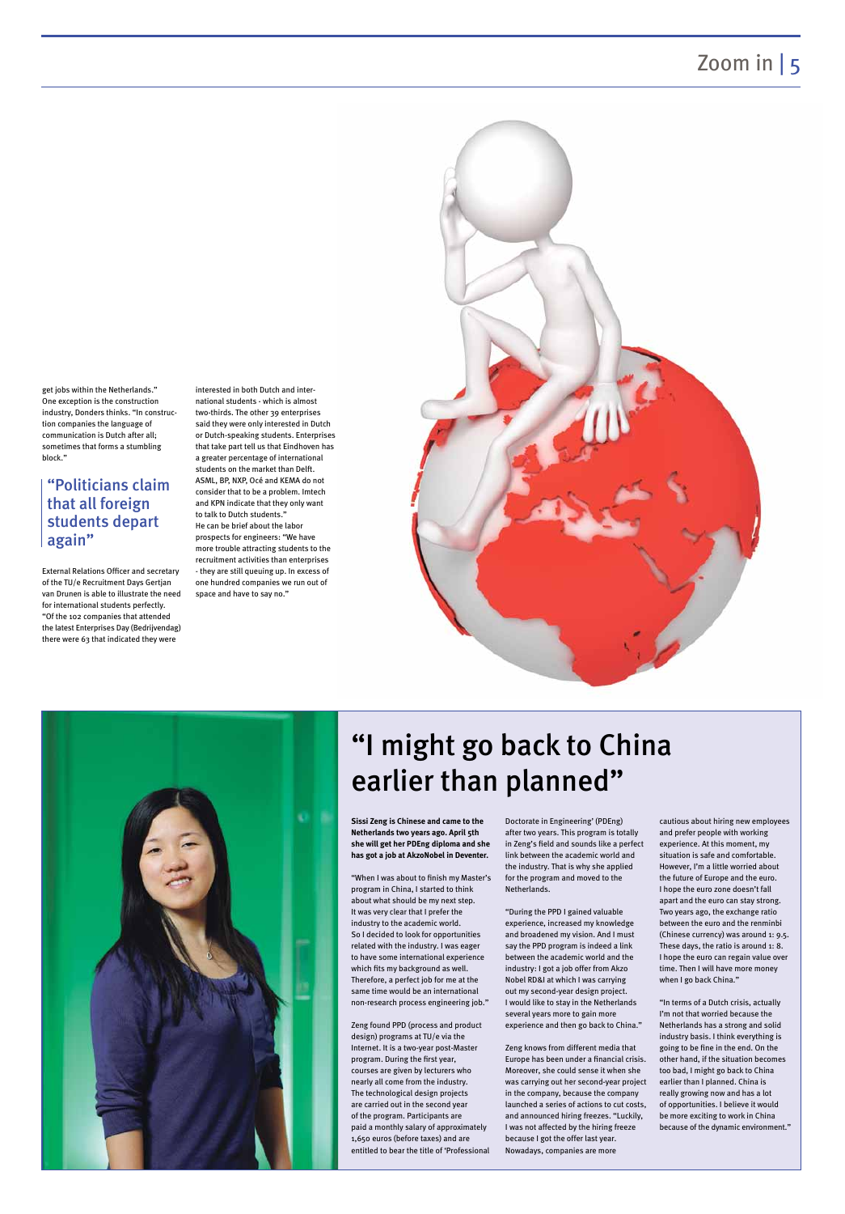get jobs within the Netherlands." One exception is the construction industry, Donders thinks. "In construction companies the language of communication is Dutch after all; sometimes that forms a stumbling block."

> "Politicians claim that all foreign students depart again"

External Relations Officer and secretary of the TU/e Recruitment Days Gertjan van Drunen is able to illustrate the need for international students perfectly. "Of the 102 companies that attended the latest Enterprises Day (Bedrijvendag) there were 63 that indicated they were interested in both Dutch and international students - which is almost two-thirds. The other 39 enterprises said they were only interested in Dutch or Dutch-speaking students. Enterprises that take part tell us that Eindhoven has a greater percentage of international students on the market than Delft. ASML, BP, NXP, Océ and KEMA do not consider that to be a problem. Imtech and KPN indicate that they only want to talk to Dutch students."
He can be brief about the labor prospects for engineers: "We have more trouble attracting students to the recruitment activities than enterprises - they are still queuing up. In excess of one hundred companies we run out of space and have to say no."

# "I might go back to China earlier than planned"

**Sissi Zeng is Chinese and came to the Netherlands two years ago. April 5th she will get her PDEng diploma and she has got a job at AkzoNobel in Deventer.**

"When I was about to finish my Master's program in China, I started to think about what should be my next step. It was very clear that I prefer the industry to the academic world. So I decided to look for opportunities related with the industry. I was eager to have some international experience which fits my background as well. Therefore, a perfect job for me at the same time would be an international non-research process engineering job."

Zeng found PPD (process and product design) programs at TU/e via the Internet. It is a two-year post-Master program. During the first year, courses are given by lecturers who nearly all come from the industry. The technological design projects are carried out in the second year of the program. Participants are paid a monthly salary of approximately 1,650 euros (before taxes) and are entitled to bear the title of 'Professional Doctorate in Engineering' (PDEng) after two years. This program is totally in Zeng's field and sounds like a perfect link between the academic world and the industry. That is why she applied for the program and moved to the Netherlands.

"During the PPD I gained valuable experience, increased my knowledge and broadened my vision. And I must say the PPD program is indeed a link between the academic world and the industry: I got a job offer from Akzo Nobel RD&I at which I was carrying out my second-year design project. I would like to stay in the Netherlands several years more to gain more experience and then go back to China."

Zeng knows from different media that Europe has been under a financial crisis. Moreover, she could sense it when she was carrying out her second-year project in the company, because the company launched a series of actions to cut costs, and announced hiring freezes. "Luckily, I was not affected by the hiring freeze because I got the offer last year. Nowadays, companies are more cautious about hiring new employees and prefer people with working experience. At this moment, my situation is safe and comfortable. However, I'm a little worried about the future of Europe and the euro. I hope the euro zone doesn't fall apart and the euro can stay strong. Two years ago, the exchange ratio between the euro and the renminbi (Chinese currency) was around 1: 9.5. These days, the ratio is around 1: 8. I hope the euro can regain value over time. Then I will have more money when I go back China."

"In terms of a Dutch crisis, actually I'm not that worried because the Netherlands has a strong and solid industry basis. I think everything is going to be fine in the end. On the other hand, if the situation becomes too bad, I might go back to China earlier than I planned. China is really growing now and has a lot of opportunities. I believe it would be more exciting to work in China because of the dynamic environment."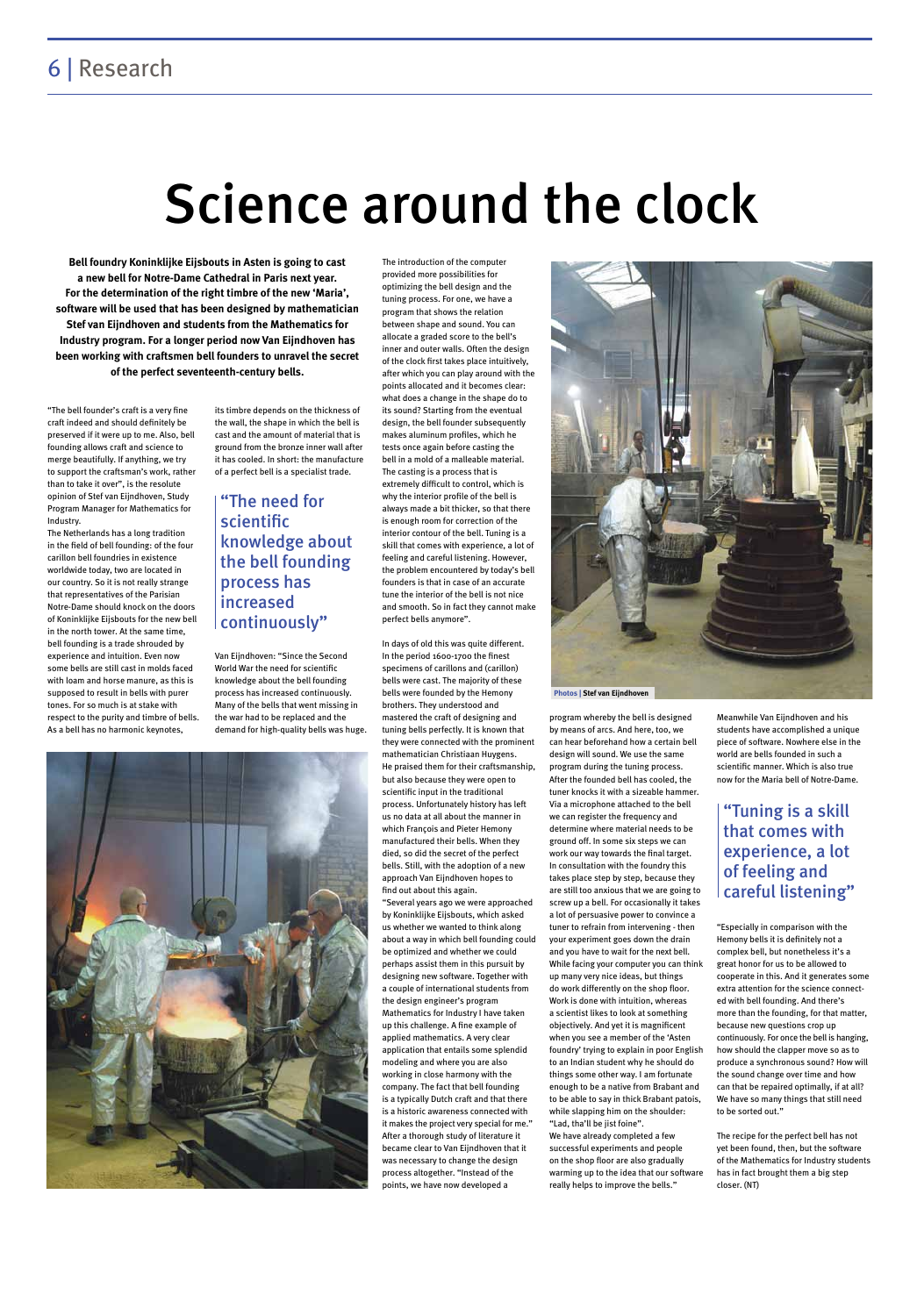# Science around the clock

**Bell foundry Koninklijke Eijsbouts in Asten is going to cast a new bell for Notre-Dame Cathedral in Paris next year. For the determination of the right timbre of the new 'Maria', software will be used that has been designed by mathematician Stef van Eijndhoven and students from the Mathematics for Industry program. For a longer period now Van Eijndhoven has been working with craftsmen bell founders to unravel the secret of the perfect seventeenth-century bells.**

"The bell founder's craft is a very fine craft indeed and should definitely be preserved if it were up to me. Also, bell founding allows craft and science to merge beautifully. If anything, we try to support the craftsman's work, rather than to take it over", is the resolute opinion of Stef van Eijndhoven, Study Program Manager for Mathematics for Industry.

The Netherlands has a long tradition in the field of bell founding: of the four carillon bell foundries in existence worldwide today, two are located in our country. So it is not really strange that representatives of the Parisian Notre-Dame should knock on the doors of Koninklijke Eijsbouts for the new bell in the north tower. At the same time, bell founding is a trade shrouded by experience and intuition. Even now some bells are still cast in molds faced with loam and horse manure, as this is supposed to result in bells with purer tones. For so much is at stake with respect to the purity and timbre of bells. As a bell has no harmonic keynotes, its timbre depends on the thickness of the wall, the shape in which the bell is cast and the amount of material that is ground from the bronze inner wall after it has cooled. In short: the manufacture of a perfect bell is a specialist trade.

> "The need for scientific knowledge about the bell founding process has increased continuously"

Van Eijndhoven: "Since the Second World War the need for scientific knowledge about the bell founding process has increased continuously. Many of the bells that went missing in the war had to be replaced and the demand for high-quality bells was huge. The introduction of the computer provided more possibilities for optimizing the bell design and the tuning process. For one, we have a program that shows the relation between shape and sound. You can allocate a graded score to the bell's inner and outer walls. Often the design of the clock first takes place intuitively, after which you can play around with the points allocated and it becomes clear: what does a change in the shape do to its sound? Starting from the eventual design, the bell founder subsequently makes aluminum profiles, which he tests once again before casting the bell in a mold of a malleable material. The casting is a process that is extremely difficult to control, which is why the interior profile of the bell is always made a bit thicker, so that there is enough room for correction of the interior contour of the bell. Tuning is a skill that comes with experience, a lot of feeling and careful listening. However, the problem encountered by today's bell founders is that in case of an accurate tune the interior of the bell is not nice and smooth. So in fact they cannot make perfect bells anymore".

In days of old this was quite different. In the period 1600-1700 the finest specimens of carillons and (carillon) bells were cast. The majority of these bells were founded by the Hemony brothers. They understood and mastered the craft of designing and tuning bells perfectly. It is known that they were connected with the prominent mathematician Christiaan Huygens. He praised them for their craftsmanship, but also because they were open to scientific input in the traditional process. Unfortunately history has left us no data at all about the manner in which François and Pieter Hemony manufactured their bells. When they died, so did the secret of the perfect bells. Still, with the adoption of a new approach Van Eijndhoven hopes to find out about this again.

"Several years ago we were approached by Koninklijke Eijsbouts, which asked us whether we wanted to think along about a way in which bell founding could be optimized and whether we could perhaps assist them in this pursuit by designing new software. Together with a couple of international students from the design engineer's program Mathematics for Industry I have taken up this challenge. A fine example of applied mathematics. A very clear application that entails some splendid modeling and where you are also working in close harmony with the company. The fact that bell founding is a typically Dutch craft and that there is a historic awareness connected with it makes the project very special for me."

After a thorough study of literature it became clear to Van Eijndhoven that it was necessary to change the design process altogether. "Instead of the points, we have now developed a program whereby the bell is designed by means of arcs. And here, too, we can hear beforehand how a certain bell design will sound. We use the same program during the tuning process. After the founded bell has cooled, the tuner knocks it with a sizeable hammer. Via a microphone attached to the bell we can register the frequency and determine where material needs to be ground off. In some six steps we can work our way towards the final target. In consultation with the foundry this takes place step by step, because they are still too anxious that we are going to screw up a bell. For occasionally it takes a lot of persuasive power to convince a tuner to refrain from intervening - then your experiment goes down the drain and you have to wait for the next bell. While facing your computer you can think up many very nice ideas, but things do work differently on the shop floor. Work is done with intuition, whereas a scientist likes to look at something objectively. And yet it is magnificent when you see a member of the 'Asten foundry' trying to explain in poor English to an Indian student why he should do things some other way. I am fortunate enough to be a native from Brabant and to be able to say in thick Brabant patois, while slapping him on the shoulder: "Lad, tha'll be jist foine".

We have already completed a few successful experiments and people on the shop floor are also gradually warming up to the idea that our software really helps to improve the bells."

Photos | Stef van Eijndhoven

Meanwhile Van Eijndhoven and his students have accomplished a unique piece of software. Nowhere else in the world are bells founded in such a scientific manner. Which is also true now for the Maria bell of Notre-Dame.

> "Tuning is a skill that comes with experience, a lot of feeling and careful listening"

"Especially in comparison with the Hemony bells it is definitely not a complex bell, but nonetheless it's a great honor for us to be allowed to cooperate in this. And it generates some extra attention for the science connected with bell founding. And there's more than the founding, for that matter, because new questions crop up continuously. For once the bell is hanging, how should the clapper move so as to produce a synchronous sound? How will the sound change over time and how can that be repaired optimally, if at all? We have so many things that still need to be sorted out."

The recipe for the perfect bell has not yet been found, then, but the software of the Mathematics for Industry students has in fact brought them a big step closer. (NT)